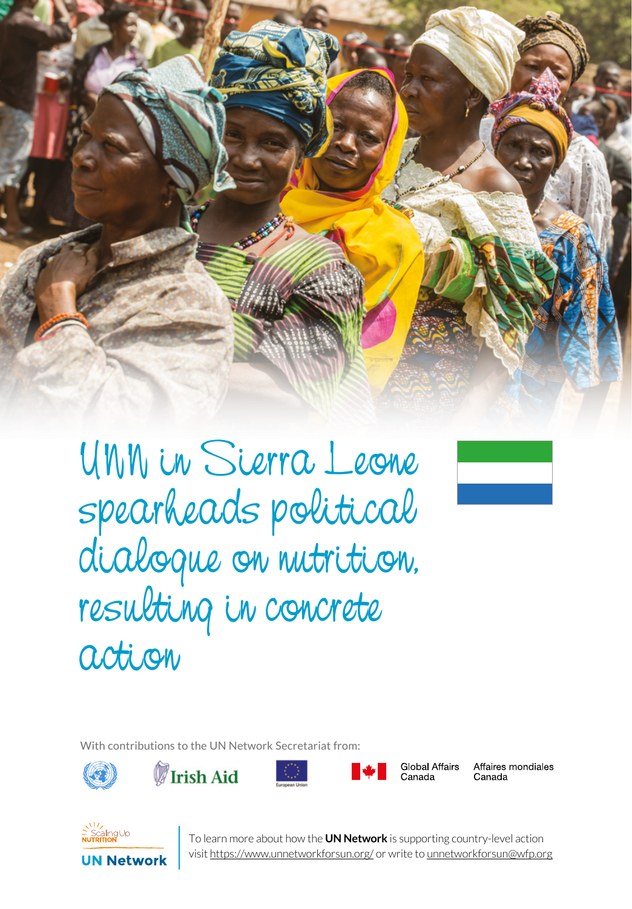# UNN in Sierra Leone spearheads political dialogue on nutrition, resulting in concrete action

With contributions to the UN Network Secretariat from:

Irish Aid

European Union

Global Affairs Canada    Affaires mondiales Canada

Scaling Up Nutrition

UN Network

To learn more about how the **UN Network** is supporting country-level action visit https://www.unnetworkforsun.org/ or write to unnetworkforsun@wfp.org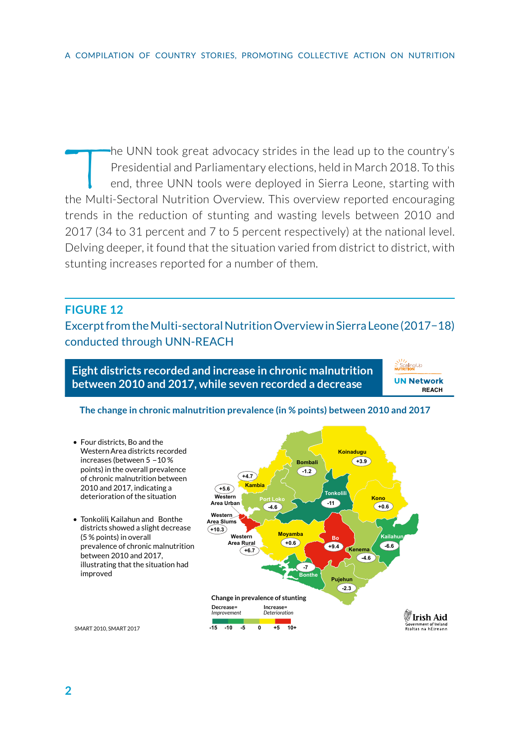The UNN took great advocacy strides in the lead up to the country's Presidential and Parliamentary elections, held in March 2018. To this end, three UNN tools were deployed in Sierra Leone, starting with the Multi-Sectoral Nutrition Overview. This overview reported encouraging trends in the reduction of stunting and wasting levels between 2010 and 2017 (34 to 31 percent and 7 to 5 percent respectively) at the national level. Delving deeper, it found that the situation varied from district to district, with stunting increases reported for a number of them.

## FIGURE 12

Excerpt from the Multi-sectoral Nutrition Overview in Sierra Leone (2017–18) conducted through UNN-REACH

**Eight districts recorded and increase in chronic malnutrition between 2010 and 2017, while seven recorded a decrease**

ScalingUp NUTRITION | UN Network REACH

**The change in chronic malnutrition prevalence (in % points) between 2010 and 2017**

- Four districts, Bo and the Western Area districts recorded increases (between 5 –10 % points) in the overall prevalence of chronic malnutrition between 2010 and 2017, indicating a deterioration of the situation
- Tonkolili, Kailahun and Bonthe districts showed a slight decrease (5 % points) in overall prevalence of chronic malnutrition between 2010 and 2017, illustrating that the situation had improved

| District | Change |
|---|---|
| Koinadugu | +3.9 |
| Bombali | -1.2 |
| Kambia | +4.7 |
| Western Area Urban | +5.6 |
| Port Loko | -4.6 |
| Tonkolili | -11 |
| Kono | +0.6 |
| Western Area Slums | +10.3 |
| Western Area Rural | +6.7 |
| Moyamba | +0.6 |
| Bo | +9.4 |
| Kailahun | -6.6 |
| Kenema | -4.6 |
| Bonthe | -7 |
| Pujehun | -2.3 |

**Change in prevalence of stunting**

Decrease= *Improvement* | Increase= *Deterioration*

-15 -10 -5 0 +5 10+

SMART 2010, SMART 2017

Irish Aid – Government of Ireland – Rialtas na hÉireann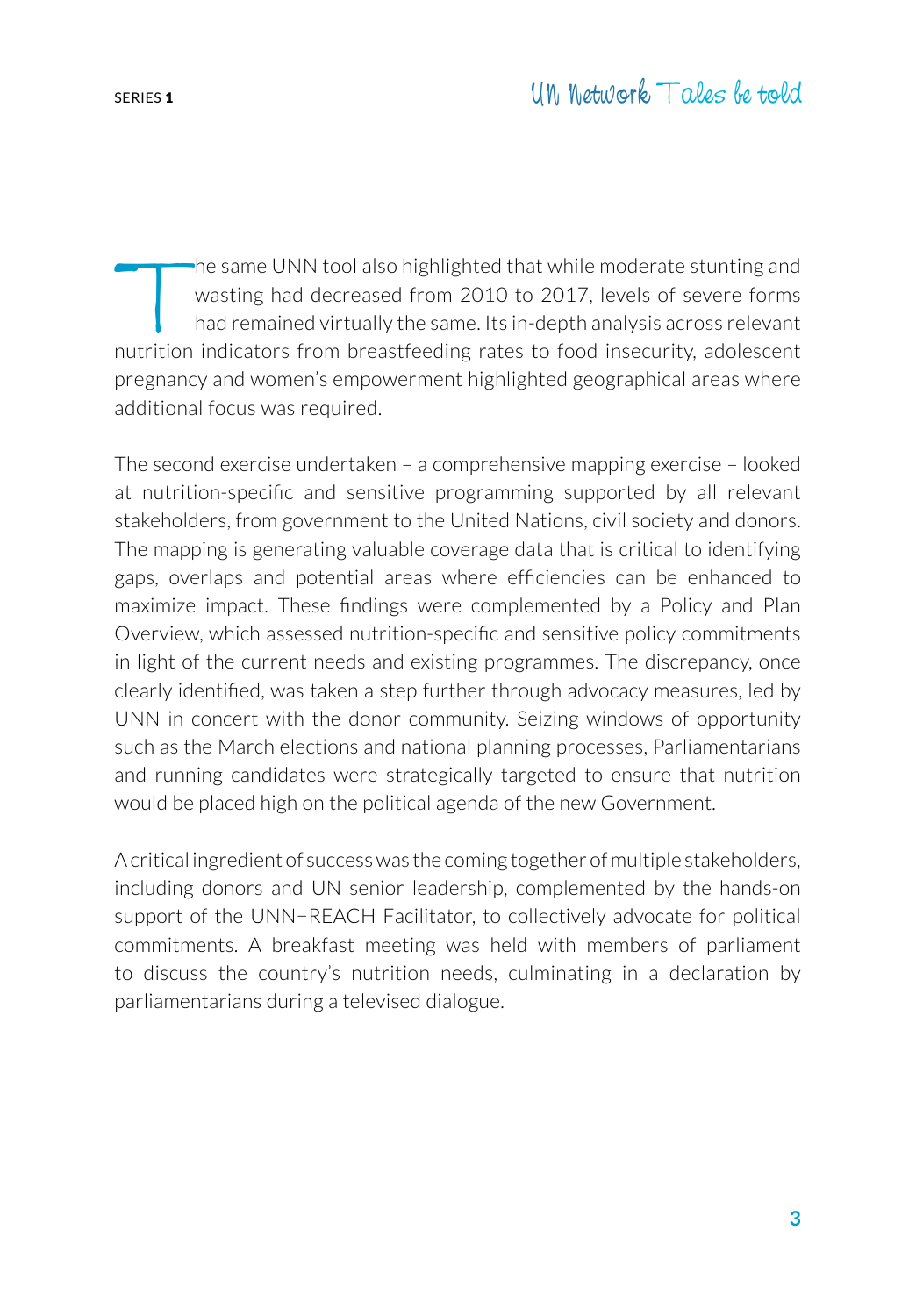The same UNN tool also highlighted that while moderate stunting and wasting had decreased from 2010 to 2017, levels of severe forms had remained virtually the same. Its in-depth analysis across relevant nutrition indicators from breastfeeding rates to food insecurity, adolescent pregnancy and women's empowerment highlighted geographical areas where additional focus was required.

The second exercise undertaken – a comprehensive mapping exercise – looked at nutrition-specific and sensitive programming supported by all relevant stakeholders, from government to the United Nations, civil society and donors. The mapping is generating valuable coverage data that is critical to identifying gaps, overlaps and potential areas where efficiencies can be enhanced to maximize impact. These findings were complemented by a Policy and Plan Overview, which assessed nutrition-specific and sensitive policy commitments in light of the current needs and existing programmes. The discrepancy, once clearly identified, was taken a step further through advocacy measures, led by UNN in concert with the donor community. Seizing windows of opportunity such as the March elections and national planning processes, Parliamentarians and running candidates were strategically targeted to ensure that nutrition would be placed high on the political agenda of the new Government.

A critical ingredient of success was the coming together of multiple stakeholders, including donors and UN senior leadership, complemented by the hands-on support of the UNN–REACH Facilitator, to collectively advocate for political commitments. A breakfast meeting was held with members of parliament to discuss the country's nutrition needs, culminating in a declaration by parliamentarians during a televised dialogue.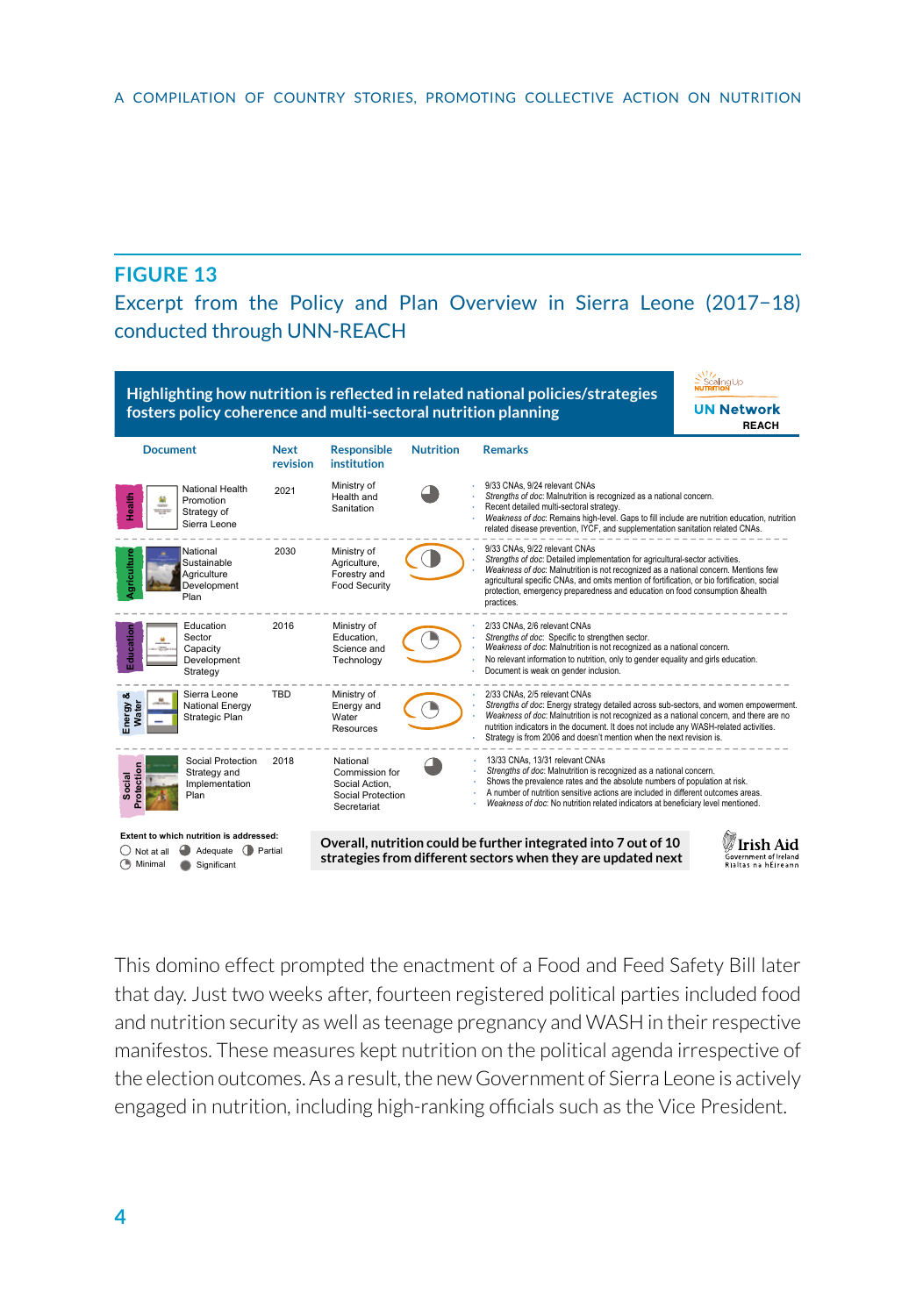## FIGURE 13

Excerpt from the Policy and Plan Overview in Sierra Leone (2017–18) conducted through UNN-REACH

**Highlighting how nutrition is reflected in related national policies/strategies fosters policy coherence and multi-sectoral nutrition planning**

ScalingUp NUTRITION

**UN Network REACH**

| Sector | Document | Next revision | Responsible institution | Nutrition | Remarks |
|---|---|---|---|---|---|
| Health | National Health Promotion Strategy of Sierra Leone | 2021 | Ministry of Health and Sanitation | Adequate | 9/33 CNAs, 9/24 relevant CNAs; *Strengths of doc:* Malnutrition is recognized as a national concern. Recent detailed multi-sectoral strategy. *Weakness of doc:* Remains high-level. Gaps to fill include are nutrition education, nutrition related disease prevention, IYCF, and supplementation sanitation related CNAs. |
| Agriculture | National Sustainable Agriculture Development Plan | 2030 | Ministry of Agriculture, Forestry and Food Security | Partial | 9/33 CNAs, 9/22 relevant CNAs; *Strengths of doc:* Detailed implementation for agricultural-sector activities. *Weakness of doc:* Malnutrition is not recognized as a national concern. Mentions few agricultural specific CNAs, and omits mention of fortification, or bio fortification, social protection, emergency preparedness and education on food consumption &health practices. |
| Education | Education Sector Capacity Development Strategy | 2016 | Ministry of Education, Science and Technology | Minimal | 2/33 CNAs, 2/6 relevant CNAs; *Strengths of doc:* Specific to strengthen sector. *Weakness of doc:* Malnutrition is not recognized as a national concern. No relevant information to nutrition, only to gender equality and girls education. Document is weak on gender inclusion. |
| Energy & Water | Sierra Leone National Energy Strategic Plan | TBD | Ministry of Energy and Water Resources | Minimal | 2/33 CNAs, 2/5 relevant CNAs; *Strengths of doc:* Energy strategy detailed across sub-sectors, and women empowerment. *Weakness of doc:* Malnutrition is not recognized as a national concern, and there are no nutrition indicators in the document. It does not include any WASH-related activities. Strategy is from 2006 and doesn't mention when the next revision is. |
| Social Protection | Social Protection Strategy and Implementation Plan | 2018 | National Commission for Social Action, Social Protection Secretariat | Adequate | 13/33 CNAs, 13/31 relevant CNAs; *Strengths of doc:* Malnutrition is recognized as a national concern. Shows the prevalence rates and the absolute numbers of population at risk. A number of nutrition sensitive actions are included in different outcomes areas. *Weakness of doc:* No nutrition related indicators at beneficiary level mentioned. |

**Extent to which nutrition is addressed:** Not at all; Adequate; Partial; Minimal; Significant

**Overall, nutrition could be further integrated into 7 out of 10 strategies from different sectors when they are updated next**

Irish Aid
Government of Ireland
Rialtas na hÉireann

This domino effect prompted the enactment of a Food and Feed Safety Bill later that day. Just two weeks after, fourteen registered political parties included food and nutrition security as well as teenage pregnancy and WASH in their respective manifestos. These measures kept nutrition on the political agenda irrespective of the election outcomes. As a result, the new Government of Sierra Leone is actively engaged in nutrition, including high-ranking officials such as the Vice President.